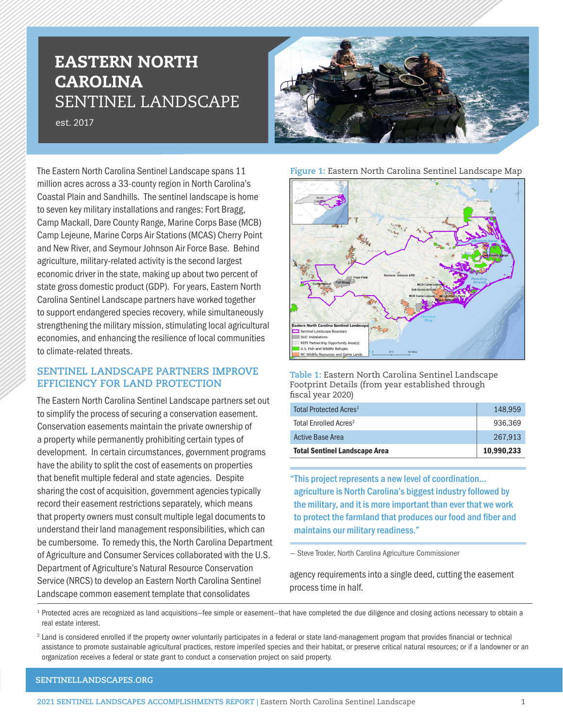# EASTERN NORTH CAROLINA SENTINEL LANDSCAPE

est. 2017

The Eastern North Carolina Sentinel Landscape spans 11 million acres across a 33-county region in North Carolina's Coastal Plain and Sandhills. The sentinel landscape is home to seven key military installations and ranges: Fort Bragg, Camp Mackall, Dare County Range, Marine Corps Base (MCB) Camp Lejeune, Marine Corps Air Stations (MCAS) Cherry Point and New River, and Seymour Johnson Air Force Base. Behind agriculture, military-related activity is the second largest economic driver in the state, making up about two percent of state gross domestic product (GDP). For years, Eastern North Carolina Sentinel Landscape partners have worked together to support endangered species recovery, while simultaneously strengthening the military mission, stimulating local agricultural economies, and enhancing the resilience of local communities to climate-related threats.

**Figure 1:** Eastern North Carolina Sentinel Landscape Map

## SENTINEL LANDSCAPE PARTNERS IMPROVE EFFICIENCY FOR LAND PROTECTION

The Eastern North Carolina Sentinel Landscape partners set out to simplify the process of securing a conservation easement. Conservation easements maintain the private ownership of a property while permanently prohibiting certain types of development. In certain circumstances, government programs have the ability to split the cost of easements on properties that benefit multiple federal and state agencies. Despite sharing the cost of acquisition, government agencies typically record their easement restrictions separately, which means that property owners must consult multiple legal documents to understand their land management responsibilities, which can be cumbersome. To remedy this, the North Carolina Department of Agriculture and Consumer Services collaborated with the U.S. Department of Agriculture's Natural Resource Conservation Service (NRCS) to develop an Eastern North Carolina Sentinel Landscape common easement template that consolidates agency requirements into a single deed, cutting the easement process time in half.

**Table 1:** Eastern North Carolina Sentinel Landscape Footprint Details (from year established through fiscal year 2020)

| | |
|---|---|
| Total Protected Acres[1] | 148,959 |
| Total Enrolled Acres[2] | 936,369 |
| Active Base Area | 267,913 |
| **Total Sentinel Landscape Area** | **10,990,233** |

> "This project represents a new level of coordination... agriculture is North Carolina's biggest industry followed by the military, and it is more important than ever that we work to protect the farmland that produces our food and fiber and maintains our military readiness."

— Steve Troxler, North Carolina Agriculture Commissioner

[1] Protected acres are recognized as land acquisitions—fee simple or easement—that have completed the due diligence and closing actions necessary to obtain a real estate interest.

[2] Land is considered enrolled if the property owner voluntarily participates in a federal or state land-management program that provides financial or technical assistance to promote sustainable agricultural practices, restore imperiled species and their habitat, or preserve critical natural resources; or if a landowner or an organization receives a federal or state grant to conduct a conservation project on said property.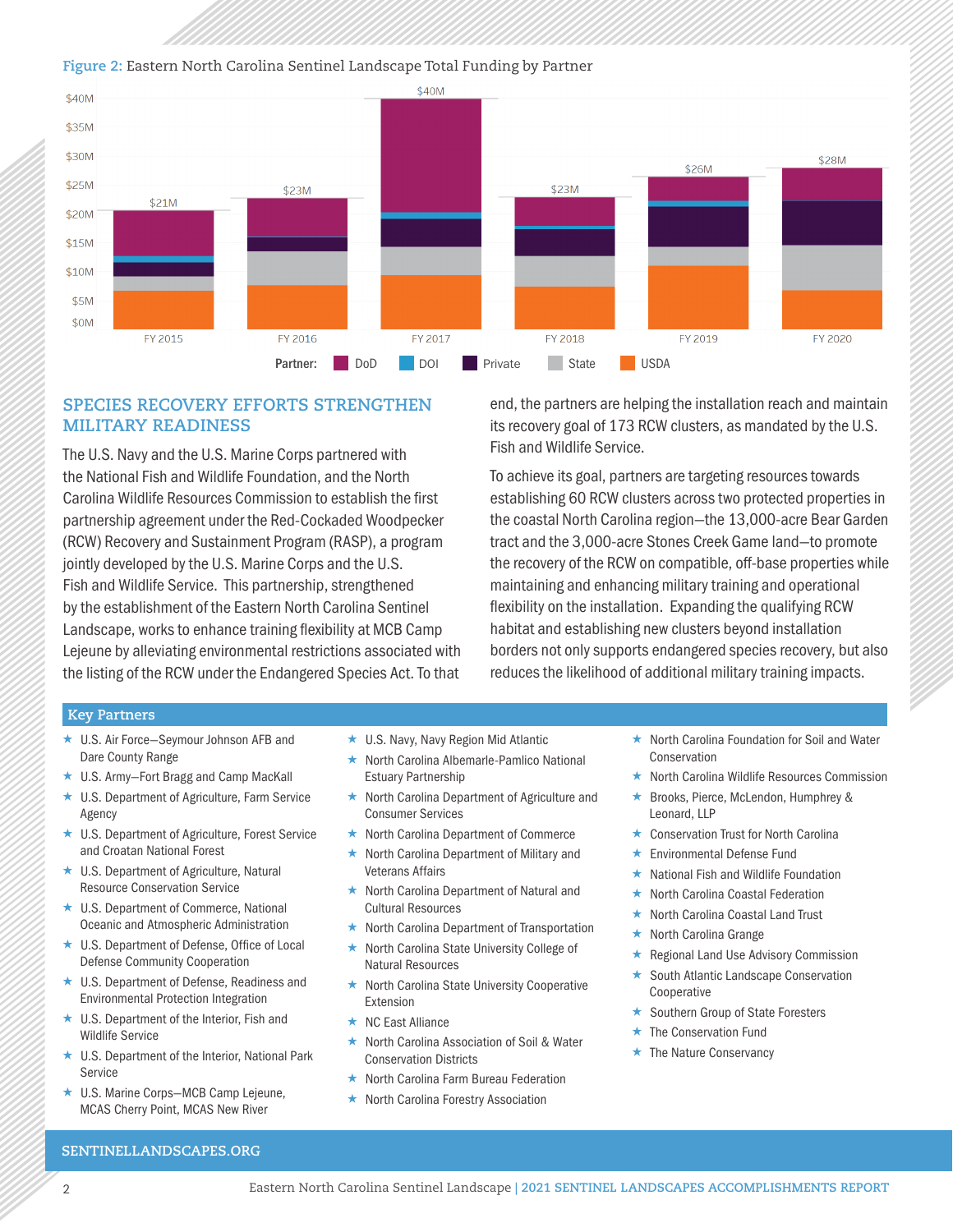**Figure 2:** Eastern North Carolina Sentinel Landscape Total Funding by Partner

$40M
$35M
$30M
$25M
$20M
$15M
$10M
$5M
$0M

FY 2015: $21M
FY 2016: $23M
FY 2017: $40M
FY 2018: $23M
FY 2019: $26M
FY 2020: $28M

Partner: DoD, DOI, Private, State, USDA

## SPECIES RECOVERY EFFORTS STRENGTHEN MILITARY READINESS

The U.S. Navy and the U.S. Marine Corps partnered with the National Fish and Wildlife Foundation, and the North Carolina Wildlife Resources Commission to establish the first partnership agreement under the Red-Cockaded Woodpecker (RCW) Recovery and Sustainment Program (RASP), a program jointly developed by the U.S. Marine Corps and the U.S. Fish and Wildlife Service. This partnership, strengthened by the establishment of the Eastern North Carolina Sentinel Landscape, works to enhance training flexibility at MCB Camp Lejeune by alleviating environmental restrictions associated with the listing of the RCW under the Endangered Species Act. To that end, the partners are helping the installation reach and maintain its recovery goal of 173 RCW clusters, as mandated by the U.S. Fish and Wildlife Service.

To achieve its goal, partners are targeting resources towards establishing 60 RCW clusters across two protected properties in the coastal North Carolina region—the 13,000-acre Bear Garden tract and the 3,000-acre Stones Creek Game land—to promote the recovery of the RCW on compatible, off-base properties while maintaining and enhancing military training and operational flexibility on the installation. Expanding the qualifying RCW habitat and establishing new clusters beyond installation borders not only supports endangered species recovery, but also reduces the likelihood of additional military training impacts.

## Key Partners

- U.S. Air Force—Seymour Johnson AFB and Dare County Range
- U.S. Army—Fort Bragg and Camp MacKall
- U.S. Department of Agriculture, Farm Service Agency
- U.S. Department of Agriculture, Forest Service and Croatan National Forest
- U.S. Department of Agriculture, Natural Resource Conservation Service
- U.S. Department of Commerce, National Oceanic and Atmospheric Administration
- U.S. Department of Defense, Office of Local Defense Community Cooperation
- U.S. Department of Defense, Readiness and Environmental Protection Integration
- U.S. Department of the Interior, Fish and Wildlife Service
- U.S. Department of the Interior, National Park Service
- U.S. Marine Corps—MCB Camp Lejeune, MCAS Cherry Point, MCAS New River
- U.S. Navy, Navy Region Mid Atlantic
- North Carolina Albemarle-Pamlico National Estuary Partnership
- North Carolina Department of Agriculture and Consumer Services
- North Carolina Department of Commerce
- North Carolina Department of Military and Veterans Affairs
- North Carolina Department of Natural and Cultural Resources
- North Carolina Department of Transportation
- North Carolina State University College of Natural Resources
- North Carolina State University Cooperative Extension
- NC East Alliance
- North Carolina Association of Soil & Water Conservation Districts
- North Carolina Farm Bureau Federation
- North Carolina Forestry Association
- North Carolina Foundation for Soil and Water Conservation
- North Carolina Wildlife Resources Commission
- Brooks, Pierce, McLendon, Humphrey & Leonard, LLP
- Conservation Trust for North Carolina
- Environmental Defense Fund
- National Fish and Wildlife Foundation
- North Carolina Coastal Federation
- North Carolina Coastal Land Trust
- North Carolina Grange
- Regional Land Use Advisory Commission
- South Atlantic Landscape Conservation Cooperative
- Southern Group of State Foresters
- The Conservation Fund
- The Nature Conservancy

SENTINELLANDSCAPES.ORG